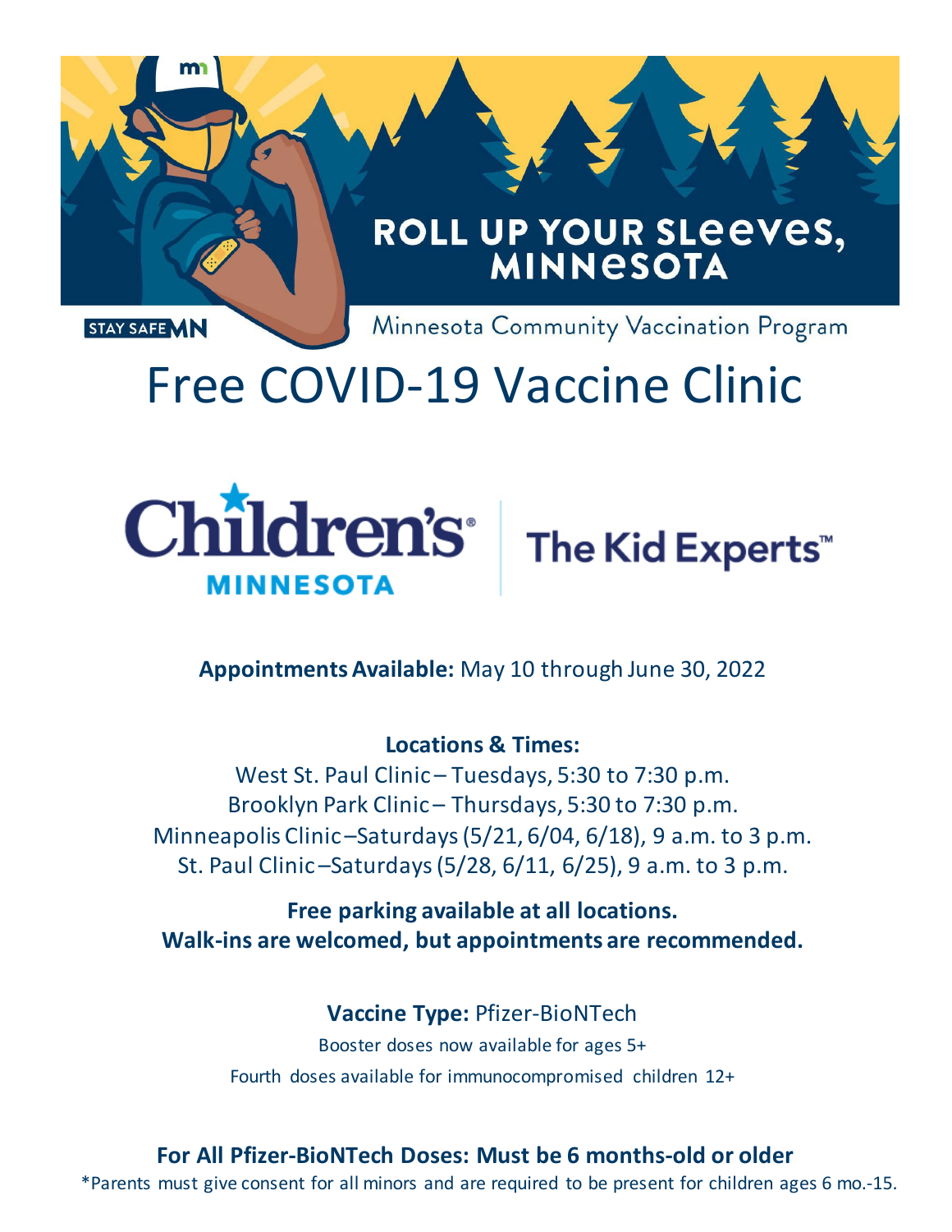ROLL UP YOUR SLEEVES, MINNESOTA

STAY SAFE MN

Minnesota Community Vaccination Program

# Free COVID-19 Vaccine Clinic

Children's MINNESOTA | The Kid Experts™

**Appointments Available:** May 10 through June 30, 2022

**Locations & Times:**

West St. Paul Clinic – Tuesdays, 5:30 to 7:30 p.m.
Brooklyn Park Clinic – Thursdays, 5:30 to 7:30 p.m.
Minneapolis Clinic – Saturdays (5/21, 6/04, 6/18), 9 a.m. to 3 p.m.
St. Paul Clinic – Saturdays (5/28, 6/11, 6/25), 9 a.m. to 3 p.m.

**Free parking available at all locations.**
**Walk-ins are welcomed, but appointments are recommended.**

**Vaccine Type:** Pfizer-BioNTech

Booster doses now available for ages 5+

Fourth doses available for immunocompromised children 12+

**For All Pfizer-BioNTech Doses: Must be 6 months-old or older**

*Parents must give consent for all minors and are required to be present for children ages 6 mo.-15.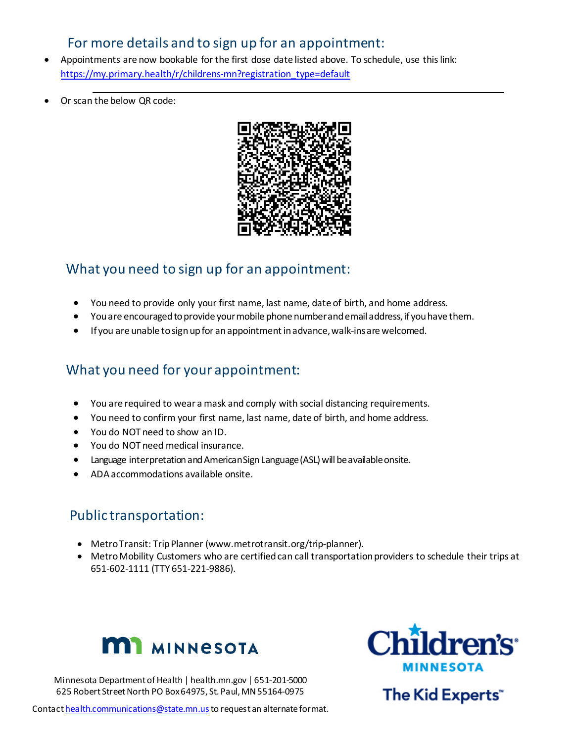## For more details and to sign up for an appointment:

- Appointments are now bookable for the first dose date listed above. To schedule, use this link: https://my.primary.health/r/childrens-mn?registration_type=default
- Or scan the below QR code:

## What you need to sign up for an appointment:

- You need to provide only your first name, last name, date of birth, and home address.
- You are encouraged to provide your mobile phone number and email address, if you have them.
- If you are unable to sign up for an appointment in advance, walk-ins are welcomed.

## What you need for your appointment:

- You are required to wear a mask and comply with social distancing requirements.
- You need to confirm your first name, last name, date of birth, and home address.
- You do NOT need to show an ID.
- You do NOT need medical insurance.
- Language interpretation and American Sign Language (ASL) will be available onsite.
- ADA accommodations available onsite.

## Public transportation:

- Metro Transit: Trip Planner (www.metrotransit.org/trip-planner).
- Metro Mobility Customers who are certified can call transportation providers to schedule their trips at 651-602-1111 (TTY 651-221-9886).

MINNESOTA

Children's MINNESOTA

The Kid Experts™

Minnesota Department of Health | health.mn.gov | 651-201-5000
625 Robert Street North PO Box 64975, St. Paul, MN 55164-0975

Contact health.communications@state.mn.us to request an alternate format.